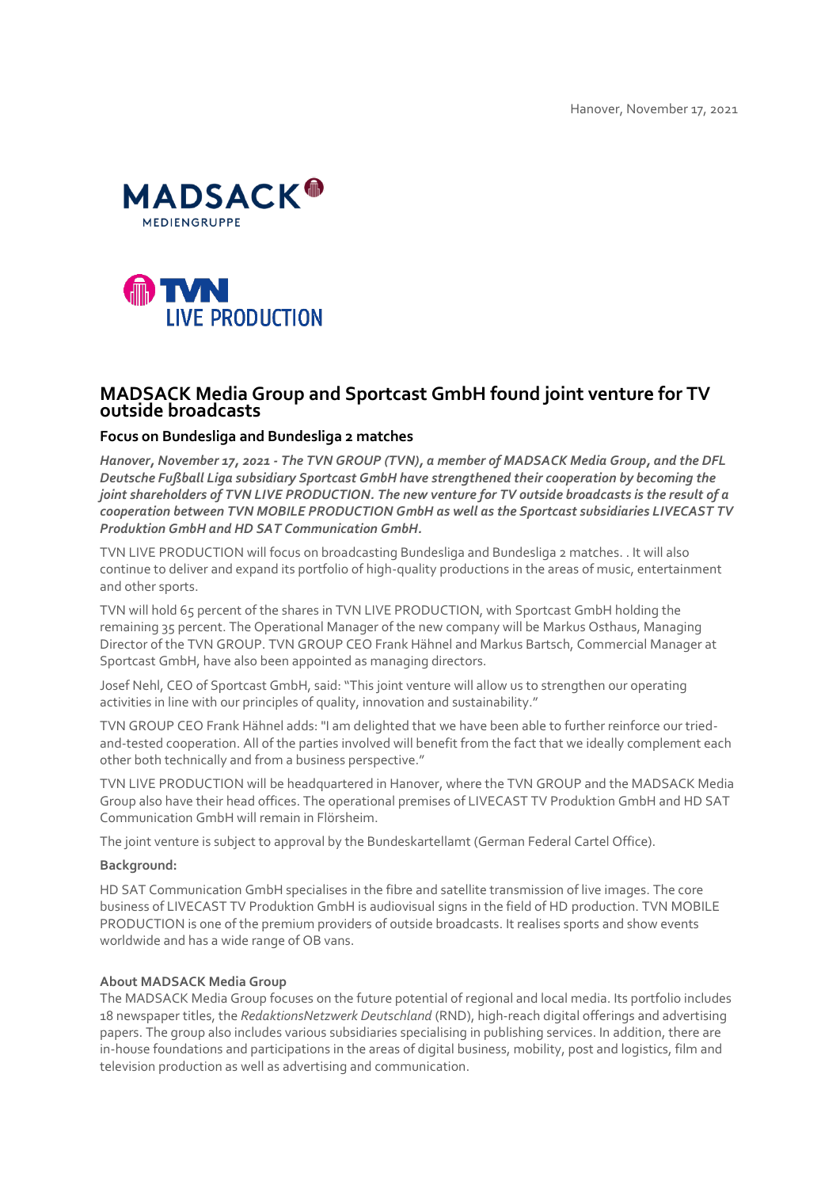Hanover, November 17, 2021

# MADSACK Media Group and Sportcast GmbH found joint venture for TV outside broadcasts

## Focus on Bundesliga and Bundesliga 2 matches

***Hanover, November 17, 2021 - The TVN GROUP (TVN), a member of MADSACK Media Group, and the DFL Deutsche Fußball Liga subsidiary Sportcast GmbH have strengthened their cooperation by becoming the joint shareholders of TVN LIVE PRODUCTION. The new venture for TV outside broadcasts is the result of a cooperation between TVN MOBILE PRODUCTION GmbH as well as the Sportcast subsidiaries LIVECAST TV Produktion GmbH and HD SAT Communication GmbH.***

TVN LIVE PRODUCTION will focus on broadcasting Bundesliga and Bundesliga 2 matches. . It will also continue to deliver and expand its portfolio of high-quality productions in the areas of music, entertainment and other sports.

TVN will hold 65 percent of the shares in TVN LIVE PRODUCTION, with Sportcast GmbH holding the remaining 35 percent. The Operational Manager of the new company will be Markus Osthaus, Managing Director of the TVN GROUP. TVN GROUP CEO Frank Hähnel and Markus Bartsch, Commercial Manager at Sportcast GmbH, have also been appointed as managing directors.

Josef Nehl, CEO of Sportcast GmbH, said: "This joint venture will allow us to strengthen our operating activities in line with our principles of quality, innovation and sustainability."

TVN GROUP CEO Frank Hähnel adds: "I am delighted that we have been able to further reinforce our tried-and-tested cooperation. All of the parties involved will benefit from the fact that we ideally complement each other both technically and from a business perspective."

TVN LIVE PRODUCTION will be headquartered in Hanover, where the TVN GROUP and the MADSACK Media Group also have their head offices. The operational premises of LIVECAST TV Produktion GmbH and HD SAT Communication GmbH will remain in Flörsheim.

The joint venture is subject to approval by the Bundeskartellamt (German Federal Cartel Office).

**Background:**

HD SAT Communication GmbH specialises in the fibre and satellite transmission of live images. The core business of LIVECAST TV Produktion GmbH is audiovisual signs in the field of HD production. TVN MOBILE PRODUCTION is one of the premium providers of outside broadcasts. It realises sports and show events worldwide and has a wide range of OB vans.

**About MADSACK Media Group**

The MADSACK Media Group focuses on the future potential of regional and local media. Its portfolio includes 18 newspaper titles, the *RedaktionsNetzwerk Deutschland* (RND), high-reach digital offerings and advertising papers. The group also includes various subsidiaries specialising in publishing services. In addition, there are in-house foundations and participations in the areas of digital business, mobility, post and logistics, film and television production as well as advertising and communication.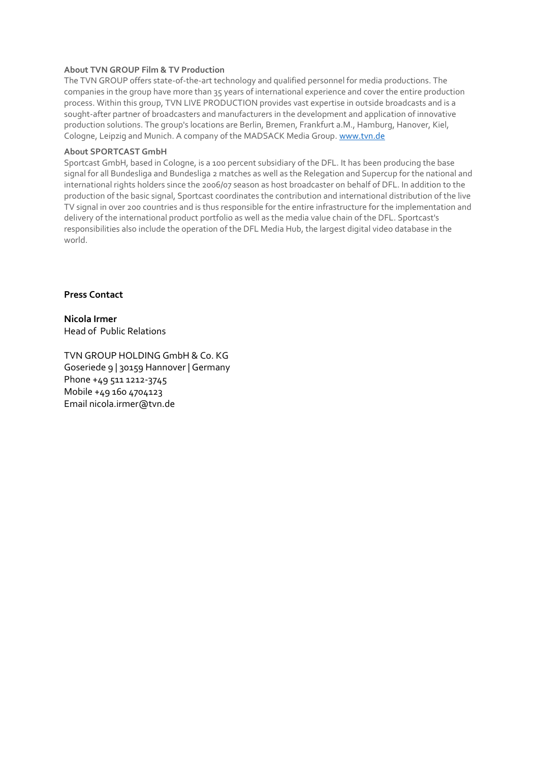**About TVN GROUP Film & TV Production**

The TVN GROUP offers state-of-the-art technology and qualified personnel for media productions. The companies in the group have more than 35 years of international experience and cover the entire production process. Within this group, TVN LIVE PRODUCTION provides vast expertise in outside broadcasts and is a sought-after partner of broadcasters and manufacturers in the development and application of innovative production solutions. The group's locations are Berlin, Bremen, Frankfurt a.M., Hamburg, Hanover, Kiel, Cologne, Leipzig and Munich. A company of the MADSACK Media Group. [www.tvn.de](http://www.tvn.de)

**About SPORTCAST GmbH**

Sportcast GmbH, based in Cologne, is a 100 percent subsidiary of the DFL. It has been producing the base signal for all Bundesliga and Bundesliga 2 matches as well as the Relegation and Supercup for the national and international rights holders since the 2006/07 season as host broadcaster on behalf of DFL. In addition to the production of the basic signal, Sportcast coordinates the contribution and international distribution of the live TV signal in over 200 countries and is thus responsible for the entire infrastructure for the implementation and delivery of the international product portfolio as well as the media value chain of the DFL. Sportcast's responsibilities also include the operation of the DFL Media Hub, the largest digital video database in the world.

**Press Contact**

**Nicola Irmer**
Head of Public Relations

TVN GROUP HOLDING GmbH & Co. KG
Goseriede 9 | 30159 Hannover | Germany
Phone +49 511 1212-3745
Mobile +49 160 4704123
Email nicola.irmer@tvn.de